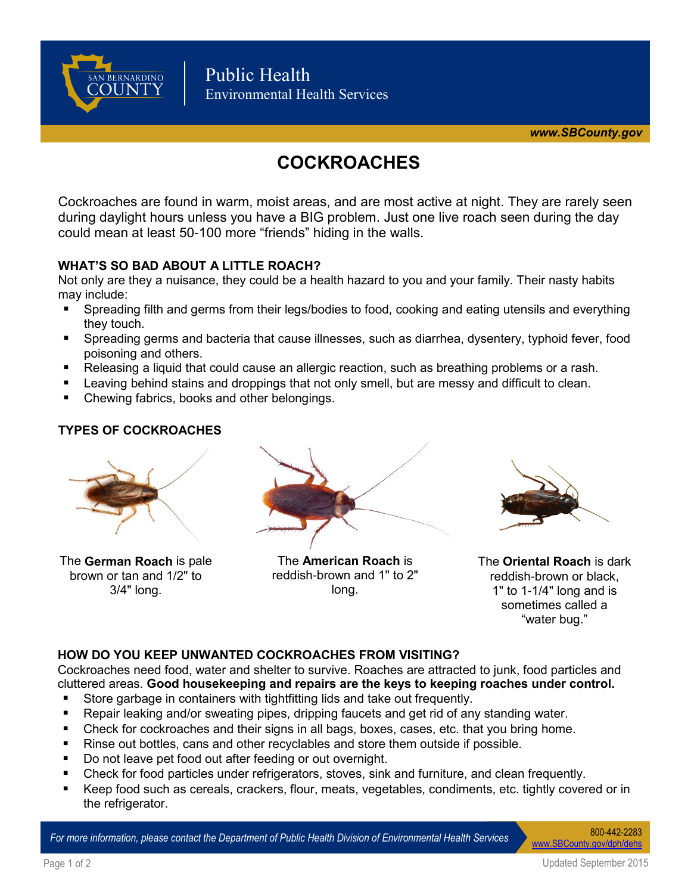Public Health
Environmental Health Services

www.SBCounty.gov

# COCKROACHES

Cockroaches are found in warm, moist areas, and are most active at night. They are rarely seen during daylight hours unless you have a BIG problem. Just one live roach seen during the day could mean at least 50-100 more “friends” hiding in the walls.

## WHAT’S SO BAD ABOUT A LITTLE ROACH?

Not only are they a nuisance, they could be a health hazard to you and your family. Their nasty habits may include:

- Spreading filth and germs from their legs/bodies to food, cooking and eating utensils and everything they touch.
- Spreading germs and bacteria that cause illnesses, such as diarrhea, dysentery, typhoid fever, food poisoning and others.
- Releasing a liquid that could cause an allergic reaction, such as breathing problems or a rash.
- Leaving behind stains and droppings that not only smell, but are messy and difficult to clean.
- Chewing fabrics, books and other belongings.

## TYPES OF COCKROACHES

The **German Roach** is pale brown or tan and 1/2" to 3/4" long.

The **American Roach** is reddish-brown and 1" to 2" long.

The **Oriental Roach** is dark reddish-brown or black, 1" to 1-1/4" long and is sometimes called a “water bug.”

## HOW DO YOU KEEP UNWANTED COCKROACHES FROM VISITING?

Cockroaches need food, water and shelter to survive. Roaches are attracted to junk, food particles and cluttered areas. **Good housekeeping and repairs are the keys to keeping roaches under control.**

- Store garbage in containers with tightfitting lids and take out frequently.
- Repair leaking and/or sweating pipes, dripping faucets and get rid of any standing water.
- Check for cockroaches and their signs in all bags, boxes, cases, etc. that you bring home.
- Rinse out bottles, cans and other recyclables and store them outside if possible.
- Do not leave pet food out after feeding or out overnight.
- Check for food particles under refrigerators, stoves, sink and furniture, and clean frequently.
- Keep food such as cereals, crackers, flour, meats, vegetables, condiments, etc. tightly covered or in the refrigerator.

*For more information, please contact the Department of Public Health Division of Environmental Health Services* 800-442-2283 www.SBCounty.gov/dph/dehs

Updated September 2015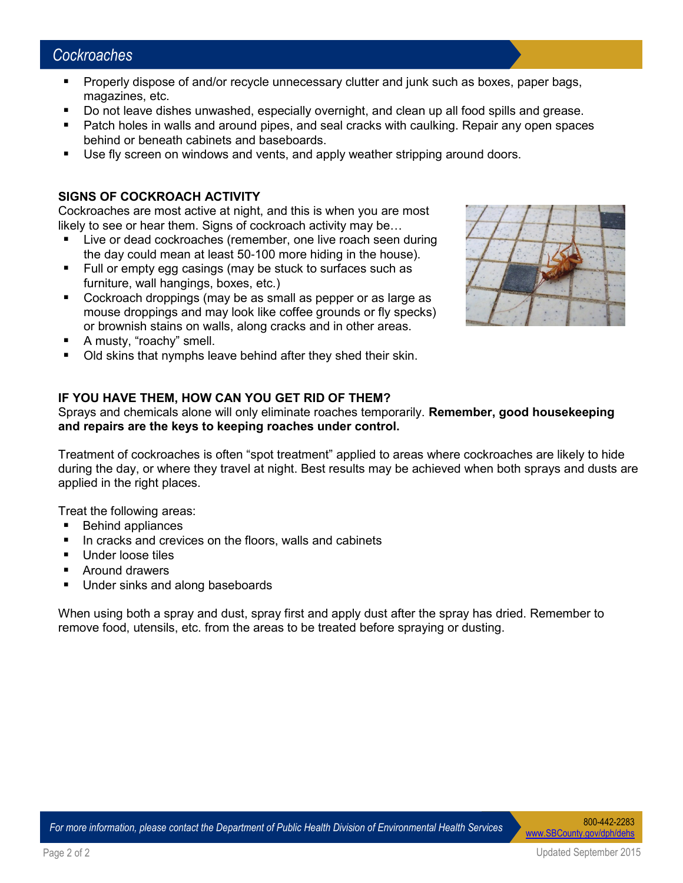## Cockroaches

- Properly dispose of and/or recycle unnecessary clutter and junk such as boxes, paper bags, magazines, etc.
- Do not leave dishes unwashed, especially overnight, and clean up all food spills and grease.
- Patch holes in walls and around pipes, and seal cracks with caulking. Repair any open spaces behind or beneath cabinets and baseboards.
- Use fly screen on windows and vents, and apply weather stripping around doors.

**SIGNS OF COCKROACH ACTIVITY**

Cockroaches are most active at night, and this is when you are most likely to see or hear them. Signs of cockroach activity may be…

- Live or dead cockroaches (remember, one live roach seen during the day could mean at least 50-100 more hiding in the house).
- Full or empty egg casings (may be stuck to surfaces such as furniture, wall hangings, boxes, etc.)
- Cockroach droppings (may be as small as pepper or as large as mouse droppings and may look like coffee grounds or fly specks) or brownish stains on walls, along cracks and in other areas.
- A musty, "roachy" smell.
- Old skins that nymphs leave behind after they shed their skin.

**IF YOU HAVE THEM, HOW CAN YOU GET RID OF THEM?**

Sprays and chemicals alone will only eliminate roaches temporarily. **Remember, good housekeeping and repairs are the keys to keeping roaches under control.**

Treatment of cockroaches is often "spot treatment" applied to areas where cockroaches are likely to hide during the day, or where they travel at night. Best results may be achieved when both sprays and dusts are applied in the right places.

Treat the following areas:

- Behind appliances
- In cracks and crevices on the floors, walls and cabinets
- Under loose tiles
- Around drawers
- Under sinks and along baseboards

When using both a spray and dust, spray first and apply dust after the spray has dried. Remember to remove food, utensils, etc. from the areas to be treated before spraying or dusting.

*For more information, please contact the Department of Public Health Division of Environmental Health Services*

800-442-2283
www.SBCounty.gov/dph/dehs

Updated September 2015